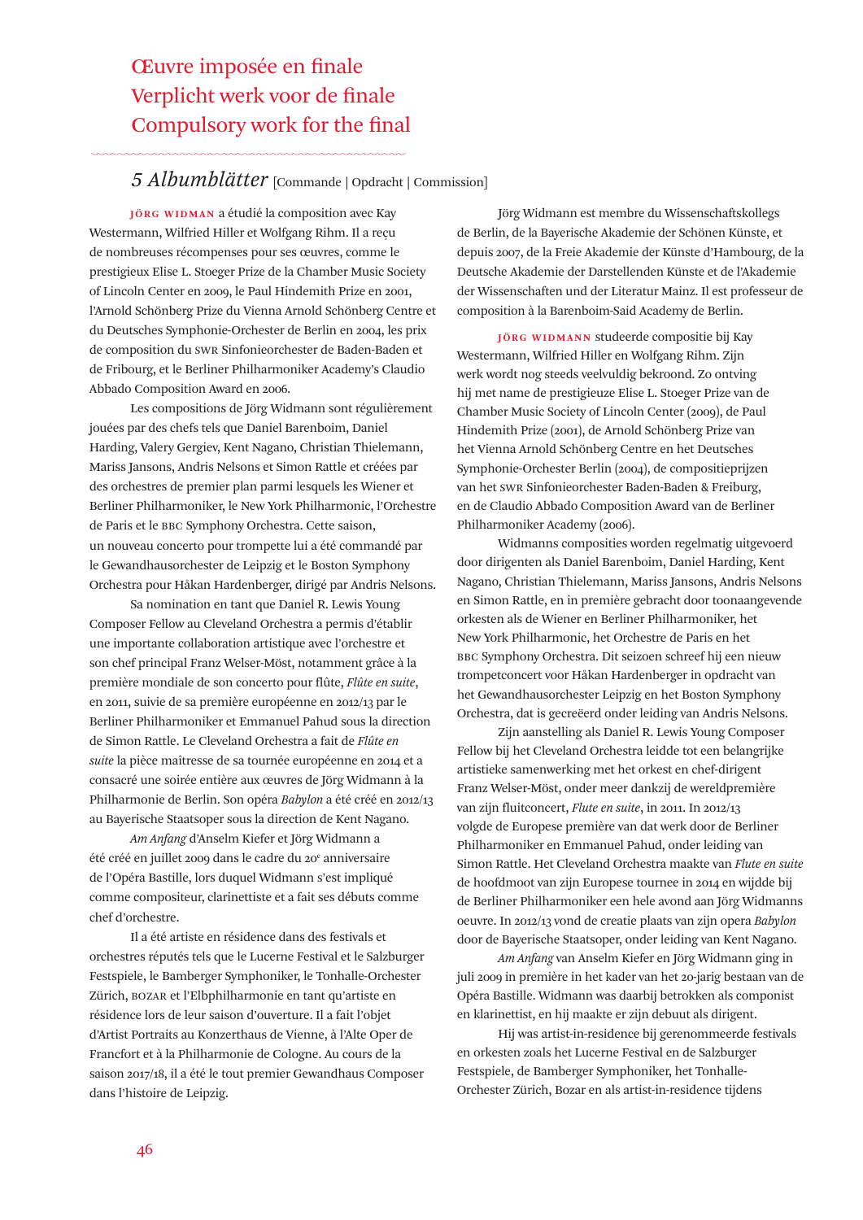# Œuvre imposée en finale
# Verplicht werk voor de finale
# Compulsory work for the final

## *5 Albumblätter* [Commande | Opdracht | Commission]

**Jörg Widmann** a étudié la composition avec Kay Westermann, Wilfried Hiller et Wolfgang Rihm. Il a reçu de nombreuses récompenses pour ses œuvres, comme le prestigieux Elise L. Stoeger Prize de la Chamber Music Society of Lincoln Center en 2009, le Paul Hindemith Prize en 2001, l'Arnold Schönberg Prize du Vienna Arnold Schönberg Centre et du Deutsches Symphonie-Orchester de Berlin en 2004, les prix de composition du SWR Sinfonieorchester de Baden-Baden et de Fribourg, et le Berliner Philharmoniker Academy's Claudio Abbado Composition Award en 2006.

Les compositions de Jörg Widmann sont régulièrement jouées par des chefs tels que Daniel Barenboim, Daniel Harding, Valery Gergiev, Kent Nagano, Christian Thielemann, Mariss Jansons, Andris Nelsons et Simon Rattle et créées par des orchestres de premier plan parmi lesquels les Wiener et Berliner Philharmoniker, le New York Philharmonic, l'Orchestre de Paris et le BBC Symphony Orchestra. Cette saison, un nouveau concerto pour trompette lui a été commandé par le Gewandhausorchester de Leipzig et le Boston Symphony Orchestra pour Håkan Hardenberger, dirigé par Andris Nelsons.

Sa nomination en tant que Daniel R. Lewis Young Composer Fellow au Cleveland Orchestra a permis d'établir une importante collaboration artistique avec l'orchestre et son chef principal Franz Welser-Möst, notamment grâce à la première mondiale de son concerto pour flûte, *Flûte en suite*, en 2011, suivie de sa première européenne en 2012/13 par le Berliner Philharmoniker et Emmanuel Pahud sous la direction de Simon Rattle. Le Cleveland Orchestra a fait de *Flûte en suite* la pièce maîtresse de sa tournée européenne en 2014 et a consacré une soirée entière aux œuvres de Jörg Widmann à la Philharmonie de Berlin. Son opéra *Babylon* a été créé en 2012/13 au Bayerische Staatsoper sous la direction de Kent Nagano.

*Am Anfang* d'Anselm Kiefer et Jörg Widmann a été créé en juillet 2009 dans le cadre du 20e anniversaire de l'Opéra Bastille, lors duquel Widmann s'est impliqué comme compositeur, clarinettiste et a fait ses débuts comme chef d'orchestre.

Il a été artiste en résidence dans des festivals et orchestres réputés tels que le Lucerne Festival et le Salzburger Festspiele, le Bamberger Symphoniker, le Tonhalle-Orchester Zürich, BOZAR et l'Elbphilharmonie en tant qu'artiste en résidence lors de leur saison d'ouverture. Il a fait l'objet d'Artist Portraits au Konzerthaus de Vienne, à l'Alte Oper de Francfort et à la Philharmonie de Cologne. Au cours de la saison 2017/18, il a été le tout premier Gewandhaus Composer dans l'histoire de Leipzig.

Jörg Widmann est membre du Wissenschaftskollegs de Berlin, de la Bayerische Akademie der Schönen Künste, et depuis 2007, de la Freie Akademie der Künste d'Hambourg, de la Deutsche Akademie der Darstellenden Künste et de l'Akademie der Wissenschaften und der Literatur Mainz. Il est professeur de composition à la Barenboim-Said Academy de Berlin.

**Jörg Widmann** studeerde compositie bij Kay Westermann, Wilfried Hiller en Wolfgang Rihm. Zijn werk wordt nog steeds veelvuldig bekroond. Zo ontving hij met name de prestigieuze Elise L. Stoeger Prize van de Chamber Music Society of Lincoln Center (2009), de Paul Hindemith Prize (2001), de Arnold Schönberg Prize van het Vienna Arnold Schönberg Centre en het Deutsches Symphonie-Orchester Berlin (2004), de compositieprijzen van het SWR Sinfonieorchester Baden-Baden & Freiburg, en de Claudio Abbado Composition Award van de Berliner Philharmoniker Academy (2006).

Widmanns composities worden regelmatig uitgevoerd door dirigenten als Daniel Barenboim, Daniel Harding, Kent Nagano, Christian Thielemann, Mariss Jansons, Andris Nelsons en Simon Rattle, en in première gebracht door toonaangevende orkesten als de Wiener en Berliner Philharmoniker, het New York Philharmonic, het Orchestre de Paris en het BBC Symphony Orchestra. Dit seizoen schreef hij een nieuw trompetconcert voor Håkan Hardenberger in opdracht van het Gewandhausorchester Leipzig en het Boston Symphony Orchestra, dat is gecreëerd onder leiding van Andris Nelsons.

Zijn aanstelling als Daniel R. Lewis Young Composer Fellow bij het Cleveland Orchestra leidde tot een belangrijke artistieke samenwerking met het orkest en chef-dirigent Franz Welser-Möst, onder meer dankzij de wereldpremière van zijn fluitconcert, *Flute en suite*, in 2011. In 2012/13 volgde de Europese première van dat werk door de Berliner Philharmoniker en Emmanuel Pahud, onder leiding van Simon Rattle. Het Cleveland Orchestra maakte van *Flute en suite* de hoofdmoot van zijn Europese tournee in 2014 en wijdde bij de Berliner Philharmoniker een hele avond aan Jörg Widmanns oeuvre. In 2012/13 vond de creatie plaats van zijn opera *Babylon* door de Bayerische Staatsoper, onder leiding van Kent Nagano.

*Am Anfang* van Anselm Kiefer en Jörg Widmann ging in juli 2009 in première in het kader van het 20-jarig bestaan van de Opéra Bastille. Widmann was daarbij betrokken als componist en klarinettist, en hij maakte er zijn debuut als dirigent.

Hij was artist-in-residence bij gerenommeerde festivals en orkesten zoals het Lucerne Festival en de Salzburger Festspiele, de Bamberger Symphoniker, het Tonhalle-Orchester Zürich, Bozar en als artist-in-residence tijdens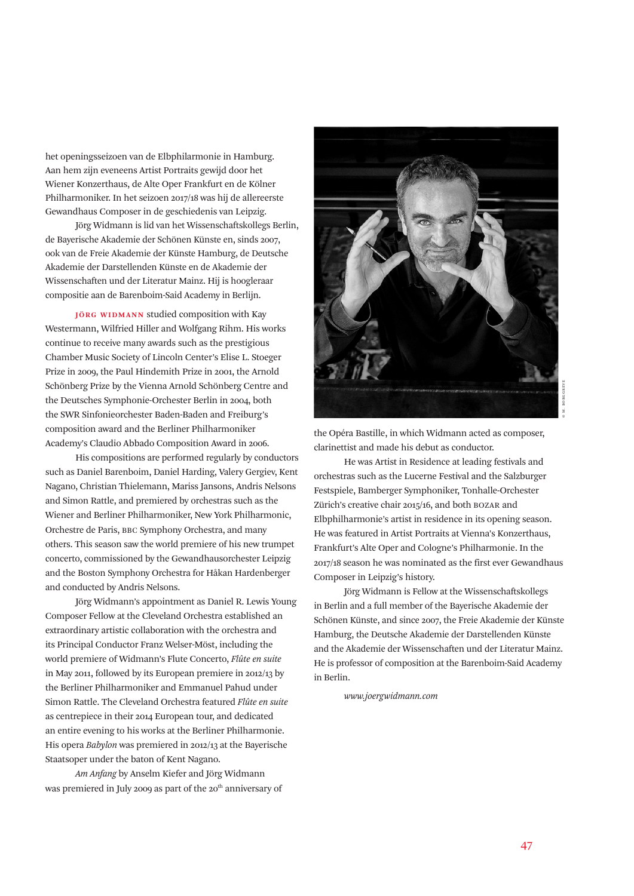het openingsseizoen van de Elbphilarmonie in Hamburg. Aan hem zijn eveneens Artist Portraits gewijd door het Wiener Konzerthaus, de Alte Oper Frankfurt en de Kölner Philharmoniker. In het seizoen 2017/18 was hij de allereerste Gewandhaus Composer in de geschiedenis van Leipzig.

Jörg Widmann is lid van het Wissenschaftskollegs Berlin, de Bayerische Akademie der Schönen Künste en, sinds 2007, ook van de Freie Akademie der Künste Hamburg, de Deutsche Akademie der Darstellenden Künste en de Akademie der Wissenschaften und der Literatur Mainz. Hij is hoogleraar compositie aan de Barenboim-Said Academy in Berlijn.

JÖRG WIDMANN studied composition with Kay Westermann, Wilfried Hiller and Wolfgang Rihm. His works continue to receive many awards such as the prestigious Chamber Music Society of Lincoln Center's Elise L. Stoeger Prize in 2009, the Paul Hindemith Prize in 2001, the Arnold Schönberg Prize by the Vienna Arnold Schönberg Centre and the Deutsches Symphonie-Orchester Berlin in 2004, both the SWR Sinfonieorchester Baden-Baden and Freiburg's composition award and the Berliner Philharmoniker Academy's Claudio Abbado Composition Award in 2006.

His compositions are performed regularly by conductors such as Daniel Barenboim, Daniel Harding, Valery Gergiev, Kent Nagano, Christian Thielemann, Mariss Jansons, Andris Nelsons and Simon Rattle, and premiered by orchestras such as the Wiener and Berliner Philharmoniker, New York Philharmonic, Orchestre de Paris, BBC Symphony Orchestra, and many others. This season saw the world premiere of his new trumpet concerto, commissioned by the Gewandhausorchester Leipzig and the Boston Symphony Orchestra for Håkan Hardenberger and conducted by Andris Nelsons.

Jörg Widmann's appointment as Daniel R. Lewis Young Composer Fellow at the Cleveland Orchestra established an extraordinary artistic collaboration with the orchestra and its Principal Conductor Franz Welser-Möst, including the world premiere of Widmann's Flute Concerto, *Flûte en suite* in May 2011, followed by its European premiere in 2012/13 by the Berliner Philharmoniker and Emmanuel Pahud under Simon Rattle. The Cleveland Orchestra featured *Flûte en suite* as centrepiece in their 2014 European tour, and dedicated an entire evening to his works at the Berliner Philharmonie. His opera *Babylon* was premiered in 2012/13 at the Bayerische Staatsoper under the baton of Kent Nagano.

*Am Anfang* by Anselm Kiefer and Jörg Widmann was premiered in July 2009 as part of the 20th anniversary of the Opéra Bastille, in which Widmann acted as composer, clarinettist and made his debut as conductor.

He was Artist in Residence at leading festivals and orchestras such as the Lucerne Festival and the Salzburger Festspiele, Bamberger Symphoniker, Tonhalle-Orchester Zürich's creative chair 2015/16, and both BOZAR and Elbphilharmonie's artist in residence in its opening season. He was featured in Artist Portraits at Vienna's Konzerthaus, Frankfurt's Alte Oper and Cologne's Philharmonie. In the 2017/18 season he was nominated as the first ever Gewandhaus Composer in Leipzig's history.

Jörg Widmann is Fellow at the Wissenschaftskollegs in Berlin and a full member of the Bayerische Akademie der Schönen Künste, and since 2007, the Freie Akademie der Künste Hamburg, the Deutsche Akademie der Darstellenden Künste and the Akademie der Wissenschaften und der Literatur Mainz. He is professor of composition at the Barenboim-Said Academy in Berlin.

*www.joergwidmann.com*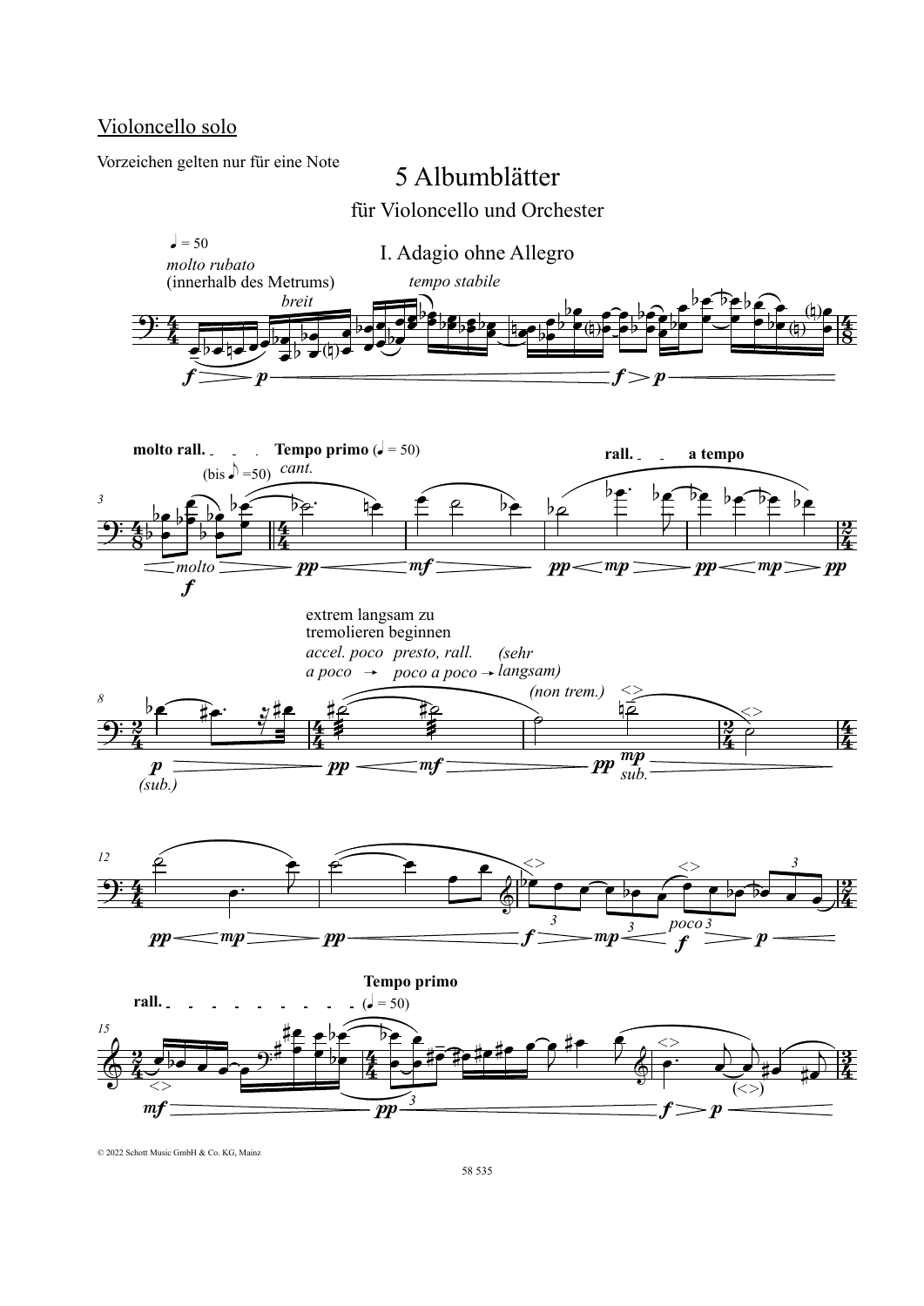Violoncello solo

Vorzeichen gelten nur für eine Note

# 5 Albumblätter

für Violoncello und Orchester

## I. Adagio ohne Allegro

♩ = 50

*molto rubato*
(innerhalb des Metrums)

*breit*

*tempo stabile*

**molto rall.** (bis ♪ =50) **Tempo primo** (♩ = 50) *cant.*

**rall.** **a tempo**

extrem langsam zu tremolieren beginnen

*accel. poco a poco* → *presto, rall. poco a poco* → *(sehr langsam)*

*(non trem.)*

**rall.** **Tempo primo** (♩ = 50)

© 2022 Schott Music GmbH & Co. KG, Mainz

58 535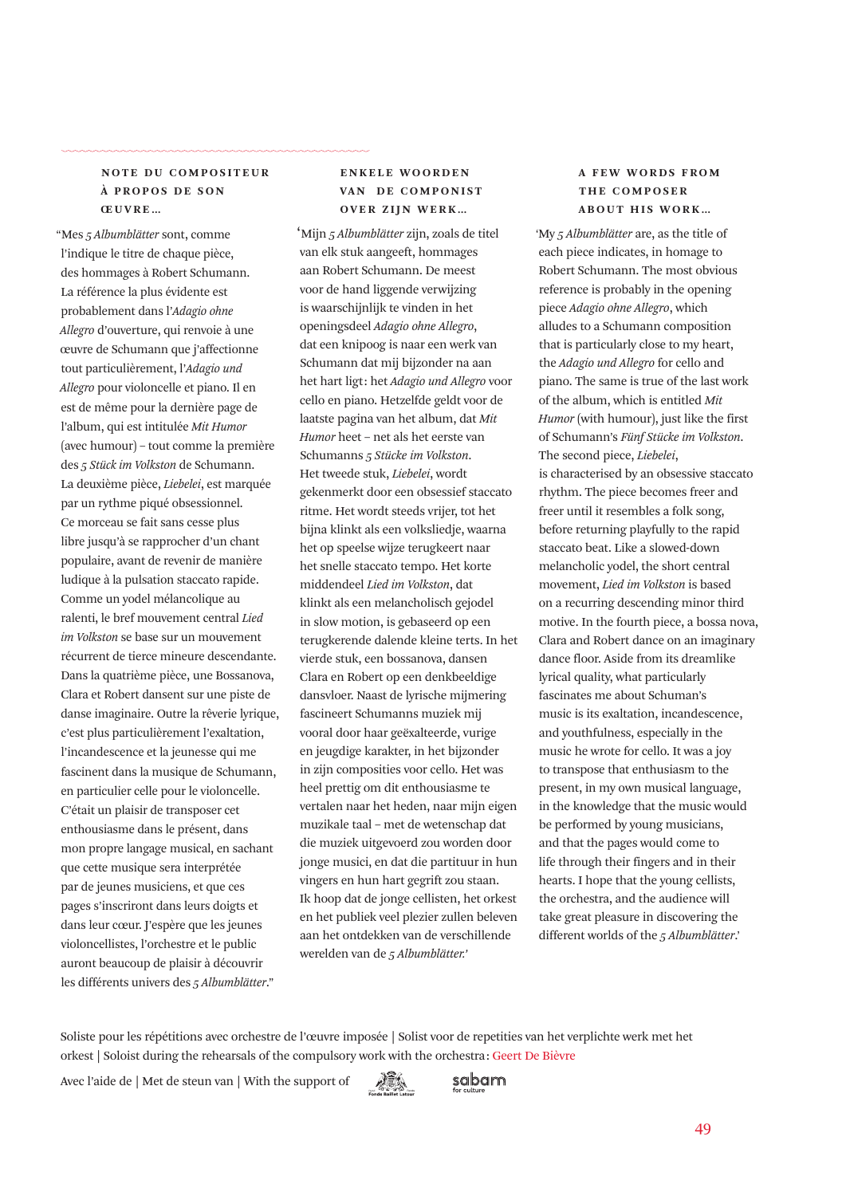### NOTE DU COMPOSITEUR À PROPOS DE SON ŒUVRE…

“Mes *5 Albumblätter* sont, comme l'indique le titre de chaque pièce, des hommages à Robert Schumann. La référence la plus évidente est probablement dans l'*Adagio ohne Allegro* d'ouverture, qui renvoie à une œuvre de Schumann que j'affectionne tout particulièrement, l'*Adagio und Allegro* pour violoncelle et piano. Il en est de même pour la dernière page de l'album, qui est intitulée *Mit Humor* (avec humour) – tout comme la première des *5 Stück im Volkston* de Schumann. La deuxième pièce, *Liebelei*, est marquée par un rythme piqué obsessionnel. Ce morceau se fait sans cesse plus libre jusqu'à se rapprocher d'un chant populaire, avant de revenir de manière ludique à la pulsation staccato rapide. Comme un yodel mélancolique au ralenti, le bref mouvement central *Lied im Volkston* se base sur un mouvement récurrent de tierce mineure descendante. Dans la quatrième pièce, une Bossanova, Clara et Robert dansent sur une piste de danse imaginaire. Outre la rêverie lyrique, c'est plus particulièrement l'exaltation, l'incandescence et la jeunesse qui me fascinent dans la musique de Schumann, en particulier celle pour le violoncelle. C'était un plaisir de transposer cet enthousiasme dans le présent, dans mon propre langage musical, en sachant que cette musique sera interprétée par de jeunes musiciens, et que ces pages s'inscriront dans leurs doigts et dans leur cœur. J'espère que les jeunes violoncellistes, l'orchestre et le public auront beaucoup de plaisir à découvrir les différents univers des *5 Albumblätter*.”

### ENKELE WOORDEN VAN DE COMPONIST OVER ZIJN WERK…

‘Mijn *5 Albumblätter* zijn, zoals de titel van elk stuk aangeeft, hommages aan Robert Schumann. De meest voor de hand liggende verwijzing is waarschijnlijk te vinden in het openingsdeel *Adagio ohne Allegro*, dat een knipoog is naar een werk van Schumann dat mij bijzonder na aan het hart ligt: het *Adagio und Allegro* voor cello en piano. Hetzelfde geldt voor de laatste pagina van het album, dat *Mit Humor* heet – net als het eerste van Schumanns *5 Stücke im Volkston*. Het tweede stuk, *Liebelei*, wordt gekenmerkt door een obsessief staccato ritme. Het wordt steeds vrijer, tot het bijna klinkt als een volksliedje, waarna het op speelse wijze terugkeert naar het snelle staccato tempo. Het korte middendeel *Lied im Volkston*, dat klinkt als een melancholisch gejodel in slow motion, is gebaseerd op een terugkerende dalende kleine terts. In het vierde stuk, een bossanova, dansen Clara en Robert op een denkbeeldige dansvloer. Naast de lyrische mijmering fascineert Schumanns muziek mij vooral door haar geëxalteerde, vurige en jeugdige karakter, in het bijzonder in zijn composities voor cello. Het was heel prettig om dit enthousiasme te vertalen naar het heden, naar mijn eigen muzikale taal – met de wetenschap dat die muziek uitgevoerd zou worden door jonge musici, en dat die partituur in hun vingers en hun hart gegrift zou staan. Ik hoop dat de jonge cellisten, het orkest en het publiek veel plezier zullen beleven aan het ontdekken van de verschillende werelden van de *5 Albumblätter*.’

### A FEW WORDS FROM THE COMPOSER ABOUT HIS WORK…

‘My *5 Albumblätter* are, as the title of each piece indicates, in homage to Robert Schumann. The most obvious reference is probably in the opening piece *Adagio ohne Allegro*, which alludes to a Schumann composition that is particularly close to my heart, the *Adagio und Allegro* for cello and piano. The same is true of the last work of the album, which is entitled *Mit Humor* (with humour), just like the first of Schumann's *Fünf Stücke im Volkston*. The second piece, *Liebelei*, is characterised by an obsessive staccato rhythm. The piece becomes freer and freer until it resembles a folk song, before returning playfully to the rapid staccato beat. Like a slowed-down melancholic yodel, the short central movement, *Lied im Volkston* is based on a recurring descending minor third motive. In the fourth piece, a bossa nova, Clara and Robert dance on an imaginary dance floor. Aside from its dreamlike lyrical quality, what particularly fascinates me about Schuman's music is its exaltation, incandescence, and youthfulness, especially in the music he wrote for cello. It was a joy to transpose that enthusiasm to the present, in my own musical language, in the knowledge that the music would be performed by young musicians, and that the pages would come to life through their fingers and in their hearts. I hope that the young cellists, the orchestra, and the audience will take great pleasure in discovering the different worlds of the *5 Albumblätter*.’

Soliste pour les répétitions avec orchestre de l'œuvre imposée | Solist voor de repetities van het verplichte werk met het orkest | Soloist during the rehearsals of the compulsory work with the orchestra: Geert De Bièvre

Avec l'aide de | Met de steun van | With the support of Fonds Baillet Latour, sabam for culture